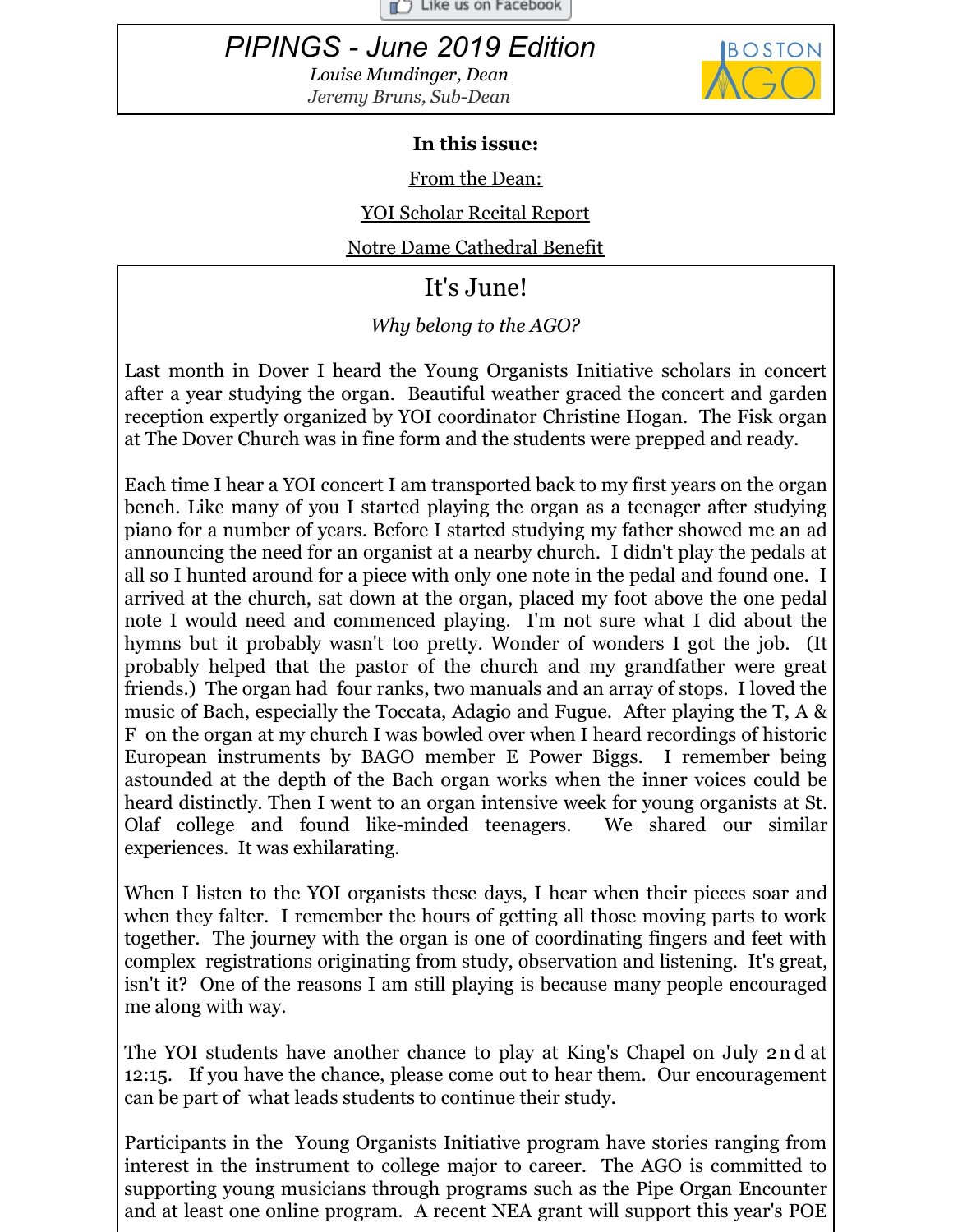Like us on Facebook

# PIPINGS - June 2019 Edition

*Louise Mundinger, Dean*

*Jeremy Bruns, Sub-Dean*

BOSTON AGO

**In this issue:**

From the Dean:

YOI Scholar Recital Report

Notre Dame Cathedral Benefit

## It's June!

*Why belong to the AGO?*

Last month in Dover I heard the Young Organists Initiative scholars in concert after a year studying the organ. Beautiful weather graced the concert and garden reception expertly organized by YOI coordinator Christine Hogan. The Fisk organ at The Dover Church was in fine form and the students were prepped and ready.

Each time I hear a YOI concert I am transported back to my first years on the organ bench. Like many of you I started playing the organ as a teenager after studying piano for a number of years. Before I started studying my father showed me an ad announcing the need for an organist at a nearby church. I didn't play the pedals at all so I hunted around for a piece with only one note in the pedal and found one. I arrived at the church, sat down at the organ, placed my foot above the one pedal note I would need and commenced playing. I'm not sure what I did about the hymns but it probably wasn't too pretty. Wonder of wonders I got the job. (It probably helped that the pastor of the church and my grandfather were great friends.) The organ had four ranks, two manuals and an array of stops. I loved the music of Bach, especially the Toccata, Adagio and Fugue. After playing the T, A & F on the organ at my church I was bowled over when I heard recordings of historic European instruments by BAGO member E Power Biggs. I remember being astounded at the depth of the Bach organ works when the inner voices could be heard distinctly. Then I went to an organ intensive week for young organists at St. Olaf college and found like-minded teenagers. We shared our similar experiences. It was exhilarating.

When I listen to the YOI organists these days, I hear when their pieces soar and when they falter. I remember the hours of getting all those moving parts to work together. The journey with the organ is one of coordinating fingers and feet with complex registrations originating from study, observation and listening. It's great, isn't it? One of the reasons I am still playing is because many people encouraged me along with way.

The YOI students have another chance to play at King's Chapel on July 2nd at 12:15. If you have the chance, please come out to hear them. Our encouragement can be part of what leads students to continue their study.

Participants in the Young Organists Initiative program have stories ranging from interest in the instrument to college major to career. The AGO is committed to supporting young musicians through programs such as the Pipe Organ Encounter and at least one online program. A recent NEA grant will support this year's POE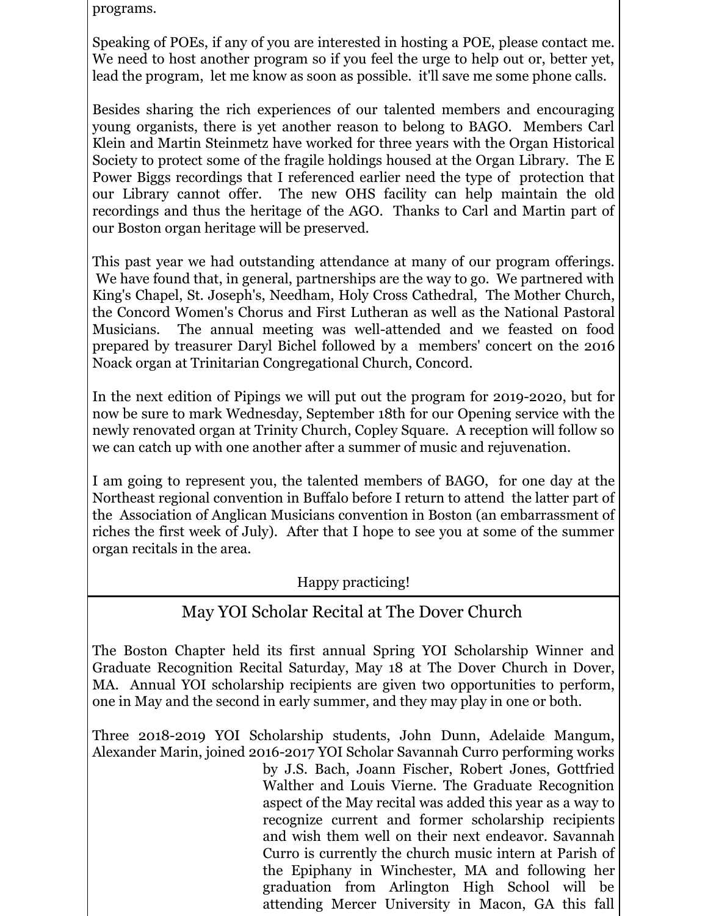programs.

Speaking of POEs, if any of you are interested in hosting a POE, please contact me. We need to host another program so if you feel the urge to help out or, better yet, lead the program, let me know as soon as possible. it'll save me some phone calls.

Besides sharing the rich experiences of our talented members and encouraging young organists, there is yet another reason to belong to BAGO. Members Carl Klein and Martin Steinmetz have worked for three years with the Organ Historical Society to protect some of the fragile holdings housed at the Organ Library. The E Power Biggs recordings that I referenced earlier need the type of protection that our Library cannot offer. The new OHS facility can help maintain the old recordings and thus the heritage of the AGO. Thanks to Carl and Martin part of our Boston organ heritage will be preserved.

This past year we had outstanding attendance at many of our program offerings. We have found that, in general, partnerships are the way to go. We partnered with King's Chapel, St. Joseph's, Needham, Holy Cross Cathedral, The Mother Church, the Concord Women's Chorus and First Lutheran as well as the National Pastoral Musicians. The annual meeting was well-attended and we feasted on food prepared by treasurer Daryl Bichel followed by a members' concert on the 2016 Noack organ at Trinitarian Congregational Church, Concord.

In the next edition of Pipings we will put out the program for 2019-2020, but for now be sure to mark Wednesday, September 18th for our Opening service with the newly renovated organ at Trinity Church, Copley Square. A reception will follow so we can catch up with one another after a summer of music and rejuvenation.

I am going to represent you, the talented members of BAGO, for one day at the Northeast regional convention in Buffalo before I return to attend the latter part of the Association of Anglican Musicians convention in Boston (an embarrassment of riches the first week of July). After that I hope to see you at some of the summer organ recitals in the area.

Happy practicing!

## May YOI Scholar Recital at The Dover Church

The Boston Chapter held its first annual Spring YOI Scholarship Winner and Graduate Recognition Recital Saturday, May 18 at The Dover Church in Dover, MA. Annual YOI scholarship recipients are given two opportunities to perform, one in May and the second in early summer, and they may play in one or both.

Three 2018-2019 YOI Scholarship students, John Dunn, Adelaide Mangum, Alexander Marin, joined 2016-2017 YOI Scholar Savannah Curro performing works by J.S. Bach, Joann Fischer, Robert Jones, Gottfried Walther and Louis Vierne. The Graduate Recognition aspect of the May recital was added this year as a way to recognize current and former scholarship recipients and wish them well on their next endeavor. Savannah Curro is currently the church music intern at Parish of the Epiphany in Winchester, MA and following her graduation from Arlington High School will be attending Mercer University in Macon, GA this fall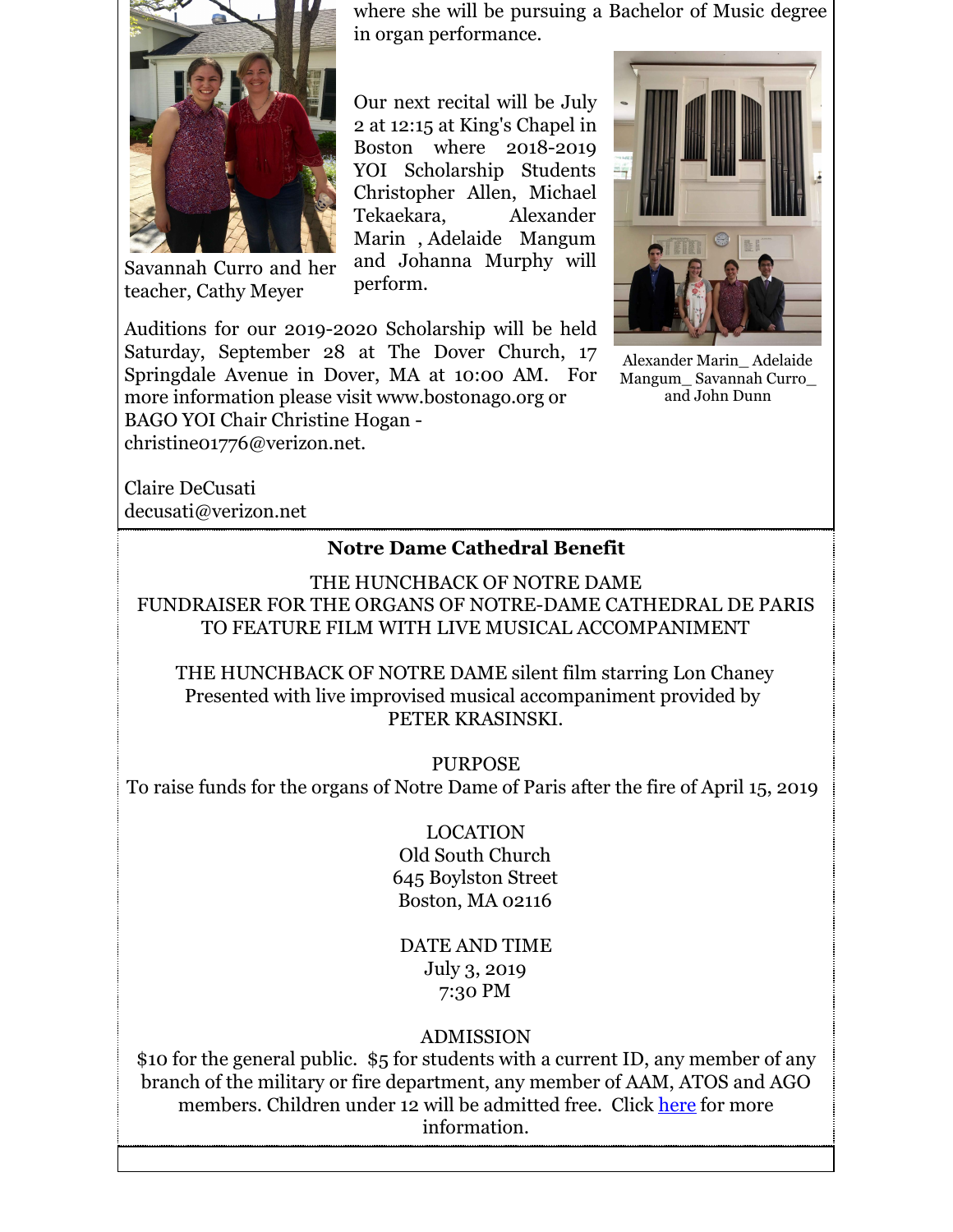where she will be pursuing a Bachelor of Music degree in organ performance.

Savannah Curro and her teacher, Cathy Meyer

Our next recital will be July 2 at 12:15 at King's Chapel in Boston where 2018-2019 YOI Scholarship Students Christopher Allen, Michael Tekaekara, Alexander Marin , Adelaide Mangum and Johanna Murphy will perform.

Alexander Marin_ Adelaide Mangum_ Savannah Curro_ and John Dunn

Auditions for our 2019-2020 Scholarship will be held Saturday, September 28 at The Dover Church, 17 Springdale Avenue in Dover, MA at 10:00 AM. For more information please visit www.bostonago.org or BAGO YOI Chair Christine Hogan - christine01776@verizon.net.

Claire DeCusati
decusati@verizon.net

## Notre Dame Cathedral Benefit

THE HUNCHBACK OF NOTRE DAME
FUNDRAISER FOR THE ORGANS OF NOTRE-DAME CATHEDRAL DE PARIS
TO FEATURE FILM WITH LIVE MUSICAL ACCOMPANIMENT

THE HUNCHBACK OF NOTRE DAME silent film starring Lon Chaney
Presented with live improvised musical accompaniment provided by
PETER KRASINSKI.

PURPOSE
To raise funds for the organs of Notre Dame of Paris after the fire of April 15, 2019

LOCATION
Old South Church
645 Boylston Street
Boston, MA 02116

DATE AND TIME
July 3, 2019
7:30 PM

ADMISSION
$10 for the general public. $5 for students with a current ID, any member of any branch of the military or fire department, any member of AAM, ATOS and AGO members. Children under 12 will be admitted free. Click here for more information.